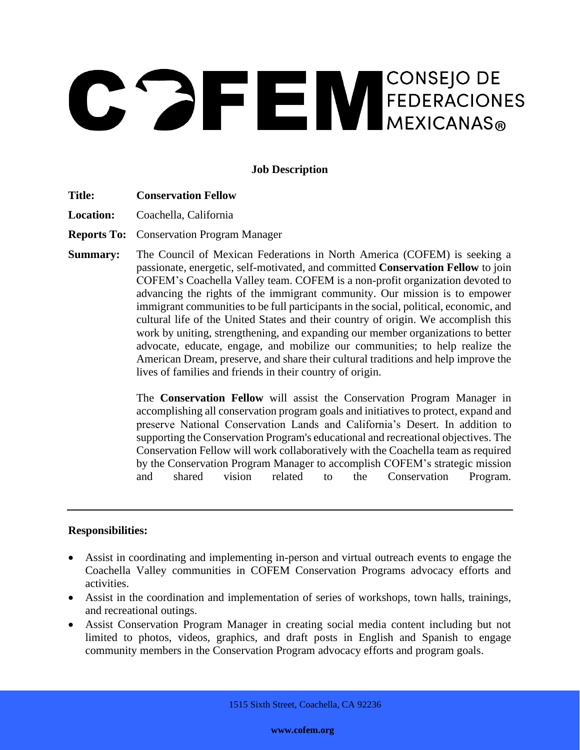# COFEM CONSEJO DE FEDERACIONES MEXICANAS®

**Job Description**

**Title:** **Conservation Fellow**

**Location:** Coachella, California

**Reports To:** Conservation Program Manager

**Summary:** The Council of Mexican Federations in North America (COFEM) is seeking a passionate, energetic, self-motivated, and committed **Conservation Fellow** to join COFEM's Coachella Valley team. COFEM is a non-profit organization devoted to advancing the rights of the immigrant community. Our mission is to empower immigrant communities to be full participants in the social, political, economic, and cultural life of the United States and their country of origin. We accomplish this work by uniting, strengthening, and expanding our member organizations to better advocate, educate, engage, and mobilize our communities; to help realize the American Dream, preserve, and share their cultural traditions and help improve the lives of families and friends in their country of origin.

The **Conservation Fellow** will assist the Conservation Program Manager in accomplishing all conservation program goals and initiatives to protect, expand and preserve National Conservation Lands and California's Desert. In addition to supporting the Conservation Program's educational and recreational objectives. The Conservation Fellow will work collaboratively with the Coachella team as required by the Conservation Program Manager to accomplish COFEM's strategic mission and shared vision related to the Conservation Program.

---

**Responsibilities:**

- Assist in coordinating and implementing in-person and virtual outreach events to engage the Coachella Valley communities in COFEM Conservation Programs advocacy efforts and activities.
- Assist in the coordination and implementation of series of workshops, town halls, trainings, and recreational outings.
- Assist Conservation Program Manager in creating social media content including but not limited to photos, videos, graphics, and draft posts in English and Spanish to engage community members in the Conservation Program advocacy efforts and program goals.

1515 Sixth Street, Coachella, CA 92236

**www.cofem.org**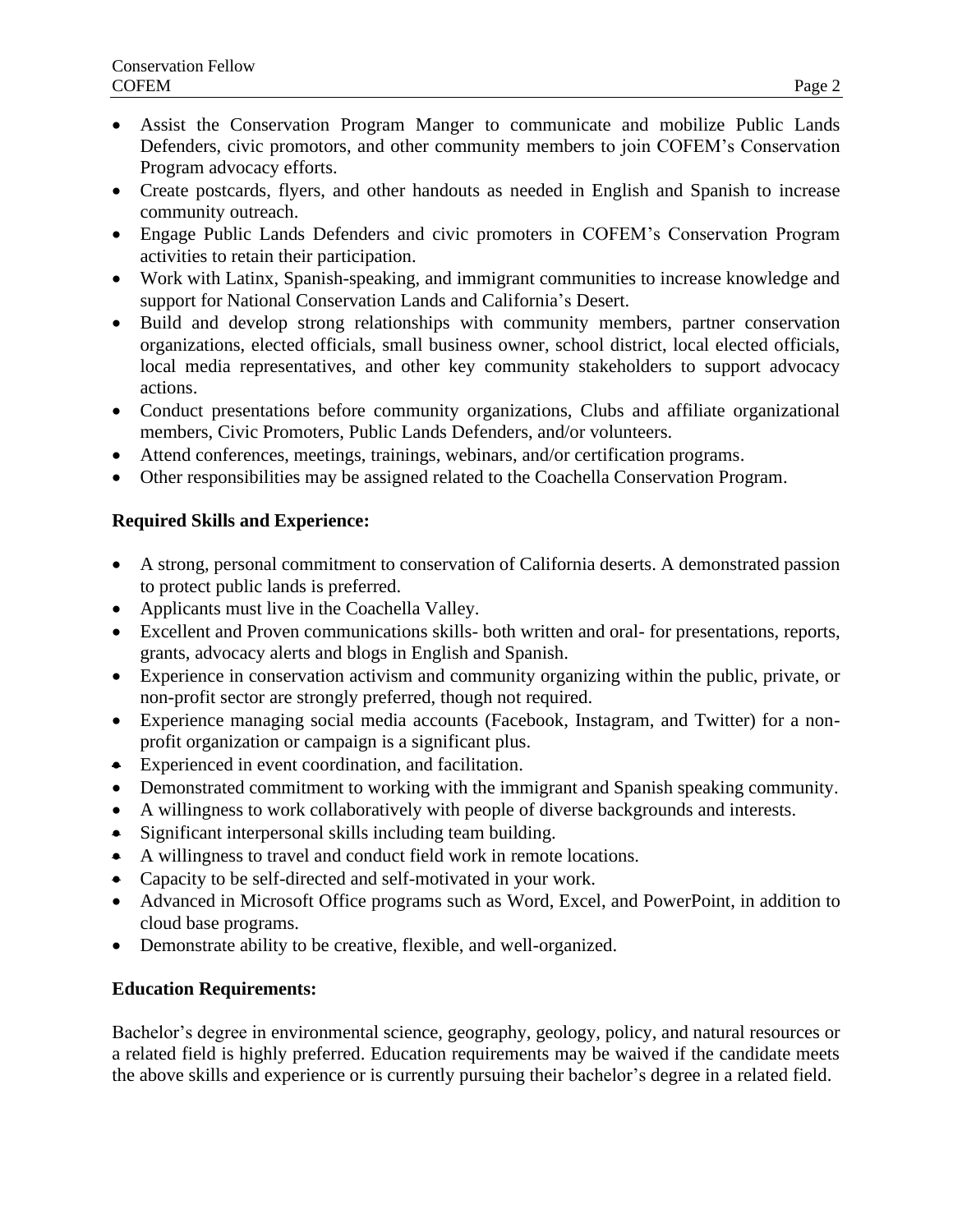- Assist the Conservation Program Manger to communicate and mobilize Public Lands Defenders, civic promotors, and other community members to join COFEM's Conservation Program advocacy efforts.
- Create postcards, flyers, and other handouts as needed in English and Spanish to increase community outreach.
- Engage Public Lands Defenders and civic promoters in COFEM's Conservation Program activities to retain their participation.
- Work with Latinx, Spanish-speaking, and immigrant communities to increase knowledge and support for National Conservation Lands and California's Desert.
- Build and develop strong relationships with community members, partner conservation organizations, elected officials, small business owner, school district, local elected officials, local media representatives, and other key community stakeholders to support advocacy actions.
- Conduct presentations before community organizations, Clubs and affiliate organizational members, Civic Promoters, Public Lands Defenders, and/or volunteers.
- Attend conferences, meetings, trainings, webinars, and/or certification programs.
- Other responsibilities may be assigned related to the Coachella Conservation Program.

**Required Skills and Experience:**

- A strong, personal commitment to conservation of California deserts. A demonstrated passion to protect public lands is preferred.
- Applicants must live in the Coachella Valley.
- Excellent and Proven communications skills- both written and oral- for presentations, reports, grants, advocacy alerts and blogs in English and Spanish.
- Experience in conservation activism and community organizing within the public, private, or non-profit sector are strongly preferred, though not required.
- Experience managing social media accounts (Facebook, Instagram, and Twitter) for a non-profit organization or campaign is a significant plus.
- Experienced in event coordination, and facilitation.
- Demonstrated commitment to working with the immigrant and Spanish speaking community.
- A willingness to work collaboratively with people of diverse backgrounds and interests.
- Significant interpersonal skills including team building.
- A willingness to travel and conduct field work in remote locations.
- Capacity to be self-directed and self-motivated in your work.
- Advanced in Microsoft Office programs such as Word, Excel, and PowerPoint, in addition to cloud base programs.
- Demonstrate ability to be creative, flexible, and well-organized.

**Education Requirements:**

Bachelor's degree in environmental science, geography, geology, policy, and natural resources or a related field is highly preferred. Education requirements may be waived if the candidate meets the above skills and experience or is currently pursuing their bachelor's degree in a related field.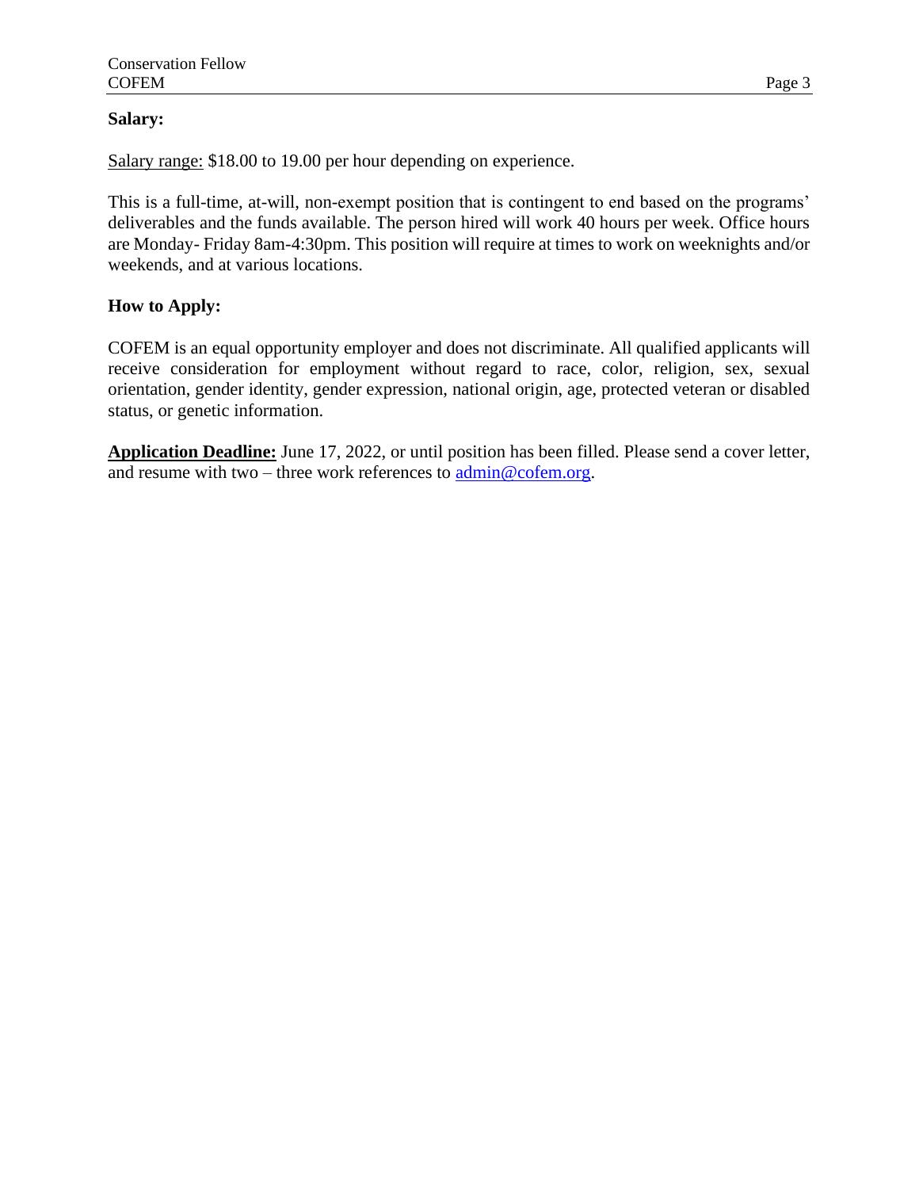**Salary:**

Salary range: $18.00 to 19.00 per hour depending on experience.

This is a full-time, at-will, non-exempt position that is contingent to end based on the programs' deliverables and the funds available. The person hired will work 40 hours per week. Office hours are Monday- Friday 8am-4:30pm. This position will require at times to work on weeknights and/or weekends, and at various locations.

**How to Apply:**

COFEM is an equal opportunity employer and does not discriminate. All qualified applicants will receive consideration for employment without regard to race, color, religion, sex, sexual orientation, gender identity, gender expression, national origin, age, protected veteran or disabled status, or genetic information.

**Application Deadline:** June 17, 2022, or until position has been filled. Please send a cover letter, and resume with two – three work references to admin@cofem.org.